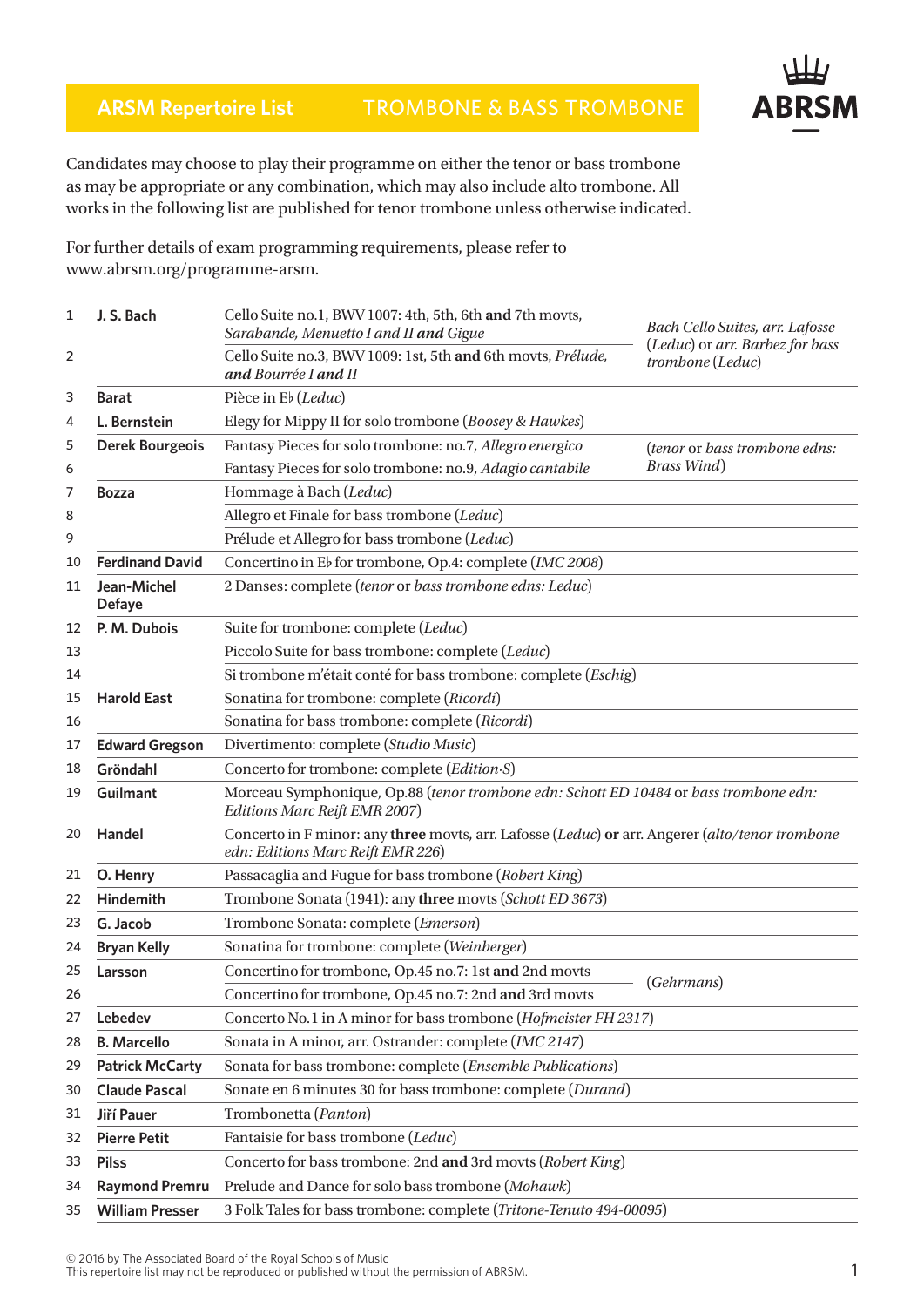# ARSM Repertoire List — TROMBONE & BASS TROMBONE

Candidates may choose to play their programme on either the tenor or bass trombone as may be appropriate or any combination, which may also include alto trombone. All works in the following list are published for tenor trombone unless otherwise indicated.

For further details of exam programming requirements, please refer to www.abrsm.org/programme-arsm.

| | Composer | Work | Publisher |
|---|---|---|---|
| 1 | **J. S. Bach** | Cello Suite no.1, BWV 1007: 4th, 5th, 6th **and** 7th movts, *Sarabande, Menuetto I and II* ***and*** *Gigue* | *Bach Cello Suites, arr. Lafosse* (*Leduc*) or *arr. Barbez for bass trombone* (*Leduc*) |
| 2 | | Cello Suite no.3, BWV 1009: 1st, 5th **and** 6th movts, *Prélude, and Bourrée I* ***and*** *II* | |
| 3 | **Barat** | Pièce in E♭ (*Leduc*) | |
| 4 | **L. Bernstein** | Elegy for Mippy II for solo trombone (*Boosey & Hawkes*) | |
| 5 | **Derek Bourgeois** | Fantasy Pieces for solo trombone: no.7, *Allegro energico* | (*tenor* or *bass trombone edns: Brass Wind*) |
| 6 | | Fantasy Pieces for solo trombone: no.9, *Adagio cantabile* | |
| 7 | **Bozza** | Hommage à Bach (*Leduc*) | |
| 8 | | Allegro et Finale for bass trombone (*Leduc*) | |
| 9 | | Prélude et Allegro for bass trombone (*Leduc*) | |
| 10 | **Ferdinand David** | Concertino in E♭ for trombone, Op.4: complete (*IMC 2008*) | |
| 11 | **Jean-Michel Defaye** | 2 Danses: complete (*tenor* or *bass trombone edns: Leduc*) | |
| 12 | **P. M. Dubois** | Suite for trombone: complete (*Leduc*) | |
| 13 | | Piccolo Suite for bass trombone: complete (*Leduc*) | |
| 14 | | Si trombone m'était conté for bass trombone: complete (*Eschig*) | |
| 15 | **Harold East** | Sonatina for trombone: complete (*Ricordi*) | |
| 16 | | Sonatina for bass trombone: complete (*Ricordi*) | |
| 17 | **Edward Gregson** | Divertimento: complete (*Studio Music*) | |
| 18 | **Gröndahl** | Concerto for trombone: complete (*Edition·S*) | |
| 19 | **Guilmant** | Morceau Symphonique, Op.88 (*tenor trombone edn: Schott ED 10484* or *bass trombone edn: Editions Marc Reift EMR 2007*) | |
| 20 | **Handel** | Concerto in F minor: any **three** movts, arr. Lafosse (*Leduc*) **or** arr. Angerer (*alto/tenor trombone edn: Editions Marc Reift EMR 226*) | |
| 21 | **O. Henry** | Passacaglia and Fugue for bass trombone (*Robert King*) | |
| 22 | **Hindemith** | Trombone Sonata (1941): any **three** movts (*Schott ED 3673*) | |
| 23 | **G. Jacob** | Trombone Sonata: complete (*Emerson*) | |
| 24 | **Bryan Kelly** | Sonatina for trombone: complete (*Weinberger*) | |
| 25 | **Larsson** | Concertino for trombone, Op.45 no.7: 1st **and** 2nd movts | (*Gehrmans*) |
| 26 | | Concertino for trombone, Op.45 no.7: 2nd **and** 3rd movts | |
| 27 | **Lebedev** | Concerto No.1 in A minor for bass trombone (*Hofmeister FH 2317*) | |
| 28 | **B. Marcello** | Sonata in A minor, arr. Ostrander: complete (*IMC 2147*) | |
| 29 | **Patrick McCarty** | Sonata for bass trombone: complete (*Ensemble Publications*) | |
| 30 | **Claude Pascal** | Sonate en 6 minutes 30 for bass trombone: complete (*Durand*) | |
| 31 | **Jiří Pauer** | Trombonetta (*Panton*) | |
| 32 | **Pierre Petit** | Fantaisie for bass trombone (*Leduc*) | |
| 33 | **Pilss** | Concerto for bass trombone: 2nd **and** 3rd movts (*Robert King*) | |
| 34 | **Raymond Premru** | Prelude and Dance for solo bass trombone (*Mohawk*) | |
| 35 | **William Presser** | 3 Folk Tales for bass trombone: complete (*Tritone-Tenuto 494-00095*) | |

© 2016 by The Associated Board of the Royal Schools of Music
This repertoire list may not be reproduced or published without the permission of ABRSM.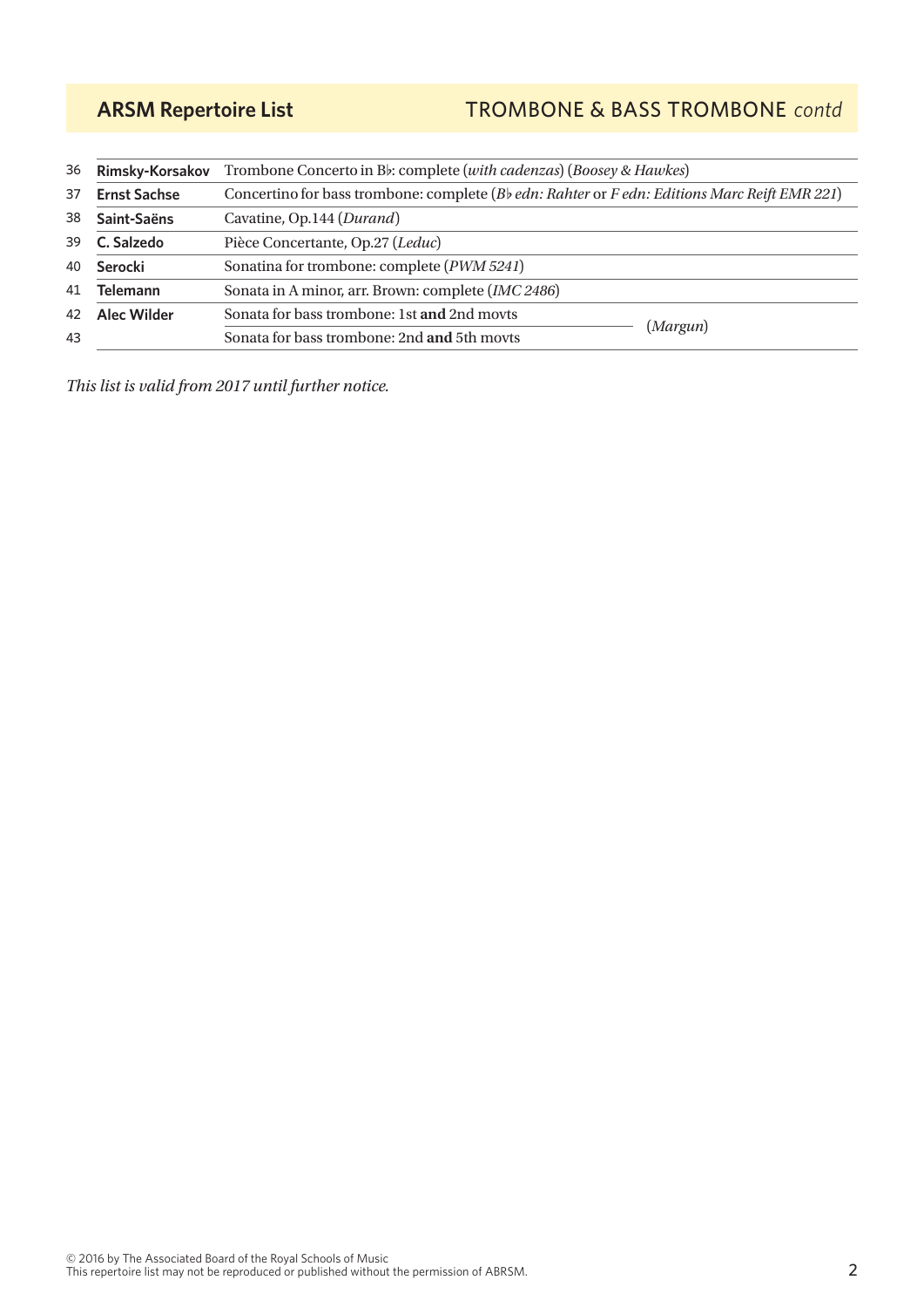## ARSM Repertoire List — TROMBONE & BASS TROMBONE *contd*

| | | | |
|---|---|---|---|
| 36 | **Rimsky-Korsakov** | Trombone Concerto in B♭: complete (*with cadenzas*) (*Boosey & Hawkes*) | |
| 37 | **Ernst Sachse** | Concertino for bass trombone: complete (*B♭ edn: Rahter* or *F edn: Editions Marc Reift EMR 221*) | |
| 38 | **Saint-Saëns** | Cavatine, Op.144 (*Durand*) | |
| 39 | **C. Salzedo** | Pièce Concertante, Op.27 (*Leduc*) | |
| 40 | **Serocki** | Sonatina for trombone: complete (*PWM 5241*) | |
| 41 | **Telemann** | Sonata in A minor, arr. Brown: complete (*IMC 2486*) | |
| 42 | **Alec Wilder** | Sonata for bass trombone: 1st **and** 2nd movts | (*Margun*) |
| 43 | | Sonata for bass trombone: 2nd **and** 5th movts | (*Margun*) |

*This list is valid from 2017 until further notice.*

© 2016 by The Associated Board of the Royal Schools of Music
This repertoire list may not be reproduced or published without the permission of ABRSM.